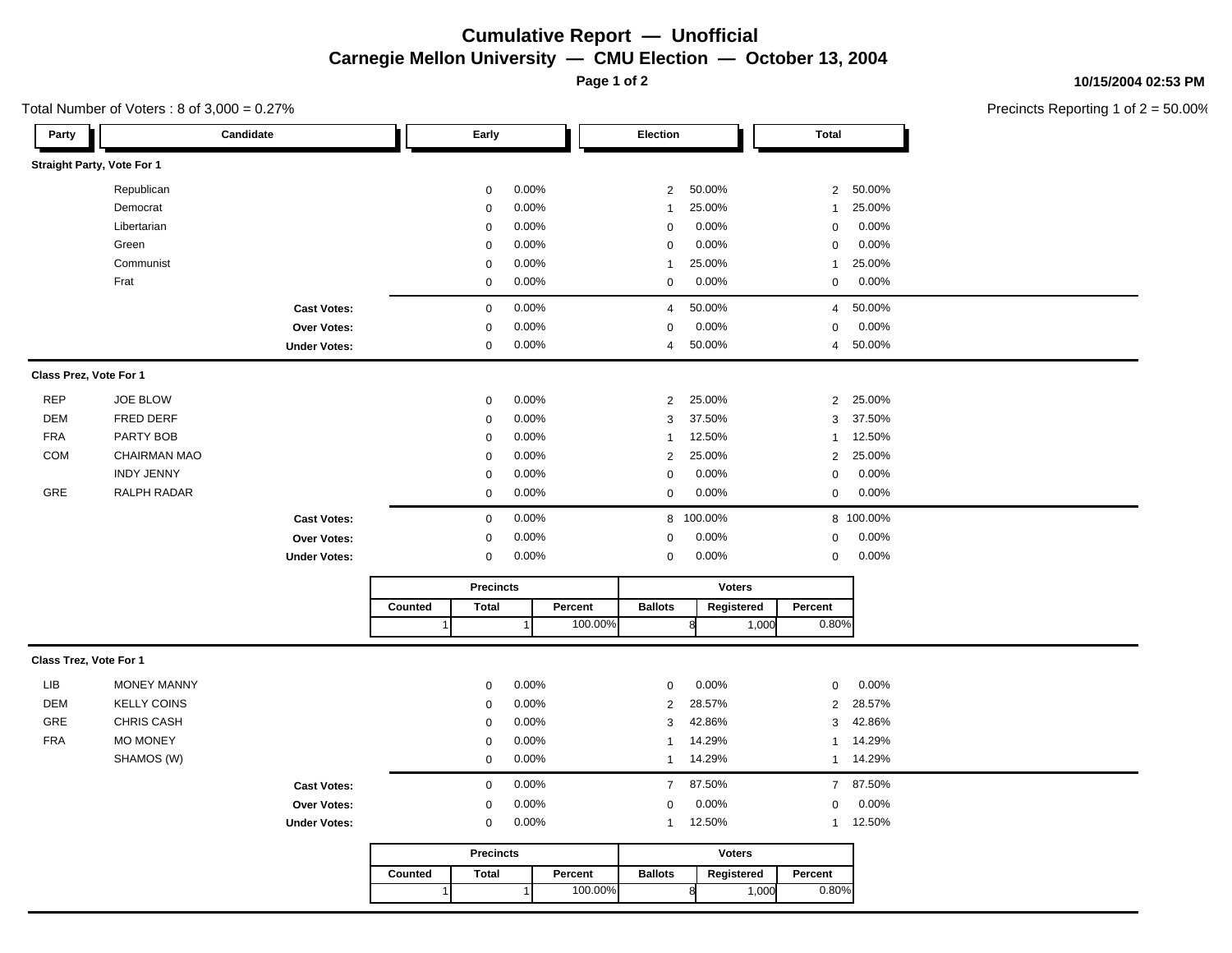# Cumulative Report — Unofficial

## Carnegie Mellon University — CMU Election — October 13, 2004

10/15/2004 02:53 PM

Total Number of Voters : 8 of 3,000 = 0.27%

Precincts Reporting 1 of 2 = 50.00%

| Party | Candidate | Early | | Election | | Total | |
|---|---|---|---|---|---|---|---|
| **Straight Party, Vote For 1** | | | | | | | |
| | Republican | 0 | 0.00% | 2 | 50.00% | 2 | 50.00% |
| | Democrat | 0 | 0.00% | 1 | 25.00% | 1 | 25.00% |
| | Libertarian | 0 | 0.00% | 0 | 0.00% | 0 | 0.00% |
| | Green | 0 | 0.00% | 0 | 0.00% | 0 | 0.00% |
| | Communist | 0 | 0.00% | 1 | 25.00% | 1 | 25.00% |
| | Frat | 0 | 0.00% | 0 | 0.00% | 0 | 0.00% |
| | **Cast Votes:** | 0 | 0.00% | 4 | 50.00% | 4 | 50.00% |
| | **Over Votes:** | 0 | 0.00% | 0 | 0.00% | 0 | 0.00% |
| | **Under Votes:** | 0 | 0.00% | 4 | 50.00% | 4 | 50.00% |

**Class Prez, Vote For 1**

| Party | Candidate | Early | | Election | | Total | |
|---|---|---|---|---|---|---|---|
| REP | JOE BLOW | 0 | 0.00% | 2 | 25.00% | 2 | 25.00% |
| DEM | FRED DERF | 0 | 0.00% | 3 | 37.50% | 3 | 37.50% |
| FRA | PARTY BOB | 0 | 0.00% | 1 | 12.50% | 1 | 12.50% |
| COM | CHAIRMAN MAO | 0 | 0.00% | 2 | 25.00% | 2 | 25.00% |
| | INDY JENNY | 0 | 0.00% | 0 | 0.00% | 0 | 0.00% |
| GRE | RALPH RADAR | 0 | 0.00% | 0 | 0.00% | 0 | 0.00% |
| | **Cast Votes:** | 0 | 0.00% | 8 | 100.00% | 8 | 100.00% |
| | **Over Votes:** | 0 | 0.00% | 0 | 0.00% | 0 | 0.00% |
| | **Under Votes:** | 0 | 0.00% | 0 | 0.00% | 0 | 0.00% |

| Precincts | | | Voters | | |
|---|---|---|---|---|---|
| Counted | Total | Percent | Ballots | Registered | Percent |
| 1 | 1 | 100.00% | 8 | 1,000 | 0.80% |

**Class Trez, Vote For 1**

| Party | Candidate | Early | | Election | | Total | |
|---|---|---|---|---|---|---|---|
| LIB | MONEY MANNY | 0 | 0.00% | 0 | 0.00% | 0 | 0.00% |
| DEM | KELLY COINS | 0 | 0.00% | 2 | 28.57% | 2 | 28.57% |
| GRE | CHRIS CASH | 0 | 0.00% | 3 | 42.86% | 3 | 42.86% |
| FRA | MO MONEY | 0 | 0.00% | 1 | 14.29% | 1 | 14.29% |
| | SHAMOS (W) | 0 | 0.00% | 1 | 14.29% | 1 | 14.29% |
| | **Cast Votes:** | 0 | 0.00% | 7 | 87.50% | 7 | 87.50% |
| | **Over Votes:** | 0 | 0.00% | 0 | 0.00% | 0 | 0.00% |
| | **Under Votes:** | 0 | 0.00% | 1 | 12.50% | 1 | 12.50% |

| Precincts | | | Voters | | |
|---|---|---|---|---|---|
| Counted | Total | Percent | Ballots | Registered | Percent |
| 1 | 1 | 100.00% | 8 | 1,000 | 0.80% |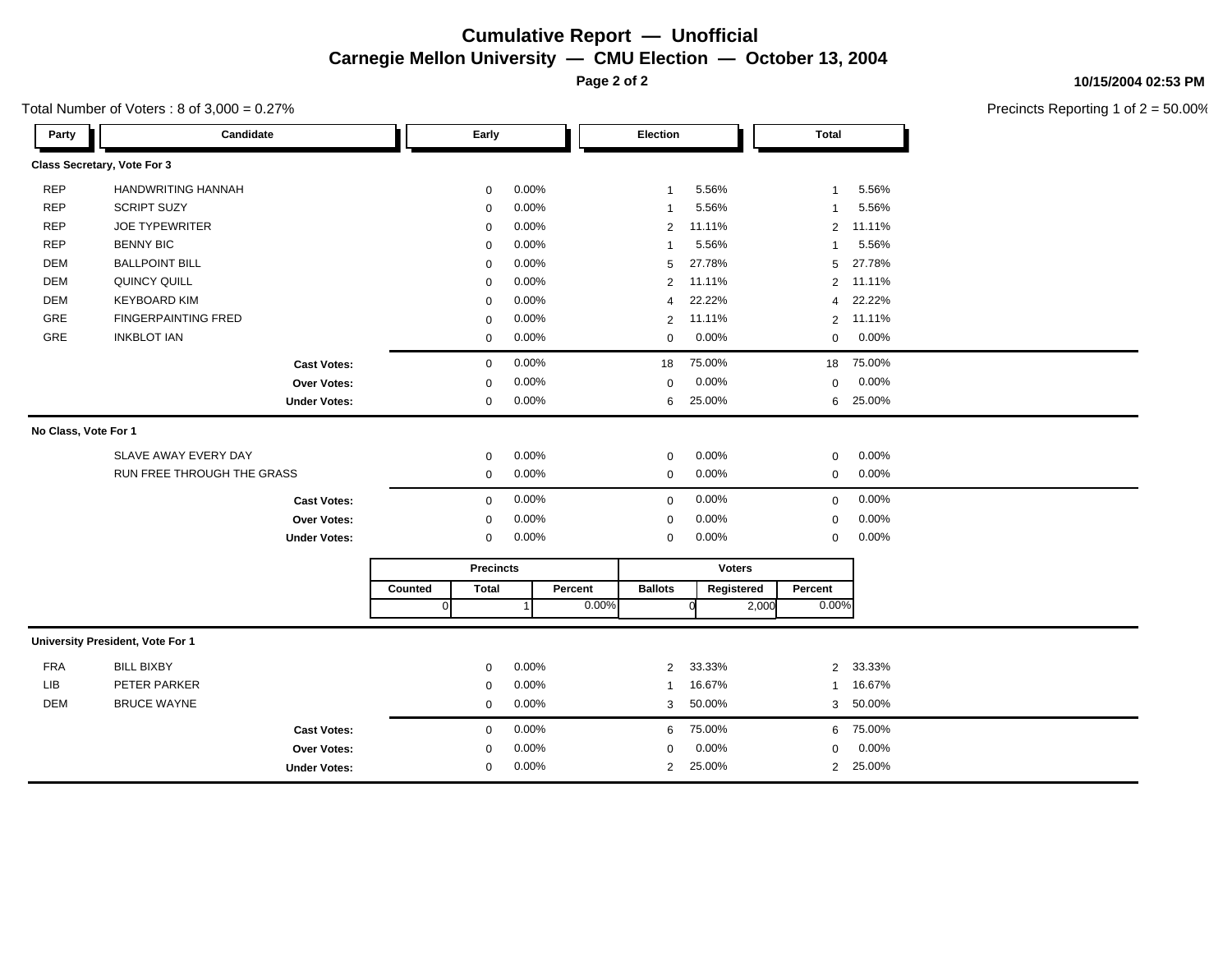# Cumulative Report — Unofficial

## Carnegie Mellon University — CMU Election — October 13, 2004

**10/15/2004 02:53 PM**

Total Number of Voters : 8 of 3,000 = 0.27%

Precincts Reporting 1 of 2 = 50.00%

| Party | Candidate | Early | | Election | | Total | |
|---|---|---|---|---|---|---|---|
| **Class Secretary, Vote For 3** | | | | | | | |
| REP | HANDWRITING HANNAH | 0 | 0.00% | 1 | 5.56% | 1 | 5.56% |
| REP | SCRIPT SUZY | 0 | 0.00% | 1 | 5.56% | 1 | 5.56% |
| REP | JOE TYPEWRITER | 0 | 0.00% | 2 | 11.11% | 2 | 11.11% |
| REP | BENNY BIC | 0 | 0.00% | 1 | 5.56% | 1 | 5.56% |
| DEM | BALLPOINT BILL | 0 | 0.00% | 5 | 27.78% | 5 | 27.78% |
| DEM | QUINCY QUILL | 0 | 0.00% | 2 | 11.11% | 2 | 11.11% |
| DEM | KEYBOARD KIM | 0 | 0.00% | 4 | 22.22% | 4 | 22.22% |
| GRE | FINGERPAINTING FRED | 0 | 0.00% | 2 | 11.11% | 2 | 11.11% |
| GRE | INKBLOT IAN | 0 | 0.00% | 0 | 0.00% | 0 | 0.00% |
| | **Cast Votes:** | 0 | 0.00% | 18 | 75.00% | 18 | 75.00% |
| | **Over Votes:** | 0 | 0.00% | 0 | 0.00% | 0 | 0.00% |
| | **Under Votes:** | 0 | 0.00% | 6 | 25.00% | 6 | 25.00% |
| **No Class, Vote For 1** | | | | | | | |
| | SLAVE AWAY EVERY DAY | 0 | 0.00% | 0 | 0.00% | 0 | 0.00% |
| | RUN FREE THROUGH THE GRASS | 0 | 0.00% | 0 | 0.00% | 0 | 0.00% |
| | **Cast Votes:** | 0 | 0.00% | 0 | 0.00% | 0 | 0.00% |
| | **Over Votes:** | 0 | 0.00% | 0 | 0.00% | 0 | 0.00% |
| | **Under Votes:** | 0 | 0.00% | 0 | 0.00% | 0 | 0.00% |

| Precincts | | | Voters | | |
|---|---|---|---|---|---|
| Counted | Total | Percent | Ballots | Registered | Percent |
| 0 | 1 | 0.00% | 0 | 2,000 | 0.00% |

| Party | Candidate | Early | | Election | | Total | |
|---|---|---|---|---|---|---|---|
| **University President, Vote For 1** | | | | | | | |
| FRA | BILL BIXBY | 0 | 0.00% | 2 | 33.33% | 2 | 33.33% |
| LIB | PETER PARKER | 0 | 0.00% | 1 | 16.67% | 1 | 16.67% |
| DEM | BRUCE WAYNE | 0 | 0.00% | 3 | 50.00% | 3 | 50.00% |
| | **Cast Votes:** | 0 | 0.00% | 6 | 75.00% | 6 | 75.00% |
| | **Over Votes:** | 0 | 0.00% | 0 | 0.00% | 0 | 0.00% |
| | **Under Votes:** | 0 | 0.00% | 2 | 25.00% | 2 | 25.00% |